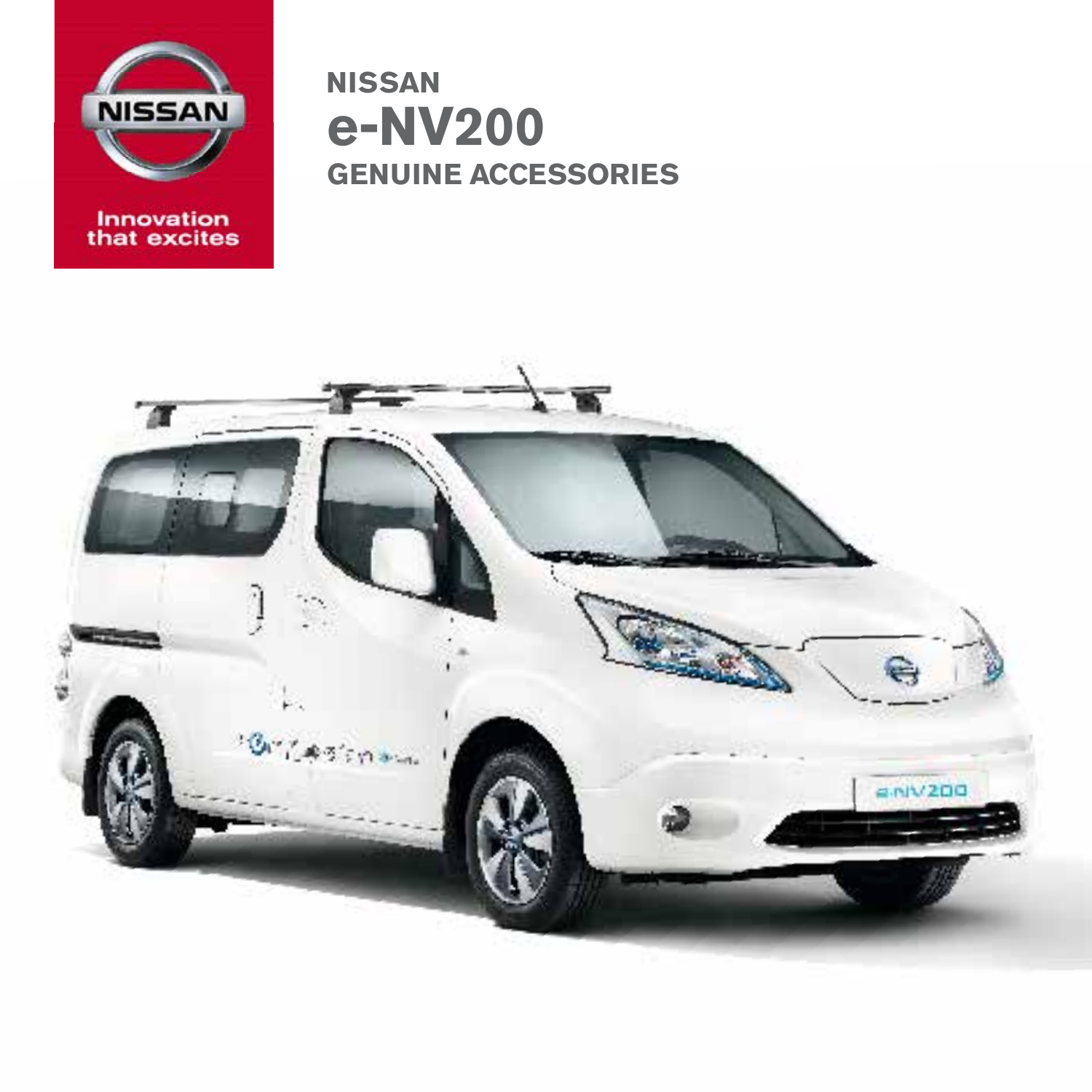NISSAN

Innovation that excites

# NISSAN e-NV200 GENUINE ACCESSORIES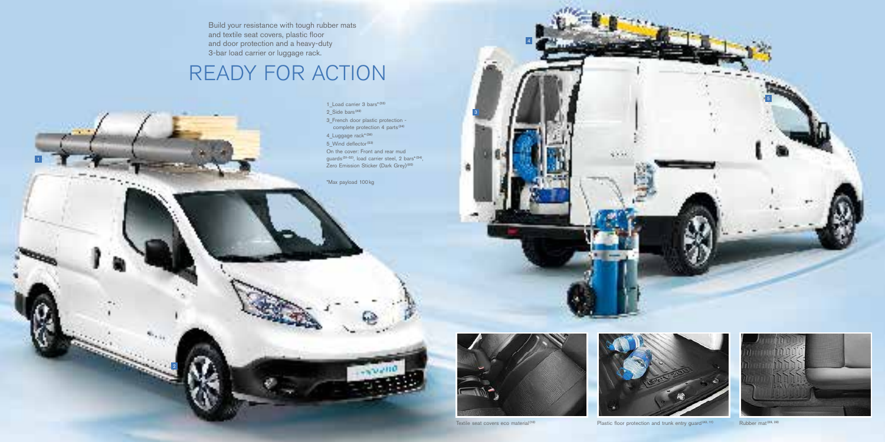Build your resistance with tough rubber mats and textile seat covers, plastic floor and door protection and a heavy-duty 3-bar load carrier or luggage rack.

# READY FOR ACTION

1_Load carrier 3 bars*[32]
2_Side bars[49]
3_French door plastic protection - complete protection 4 parts[34]
4_Luggage rack*[58]
5_Wind deflector[53]
On the cover: Front and rear mud guards[51-52], load carrier steel, 2 bars*[54], Zero Emission Sticker (Dark Grey)[33]

*Max payload 100 kg

Textile seat covers eco material[10]

Plastic floor protection and trunk entry guard[43, 11]

Rubber mat[03, 28]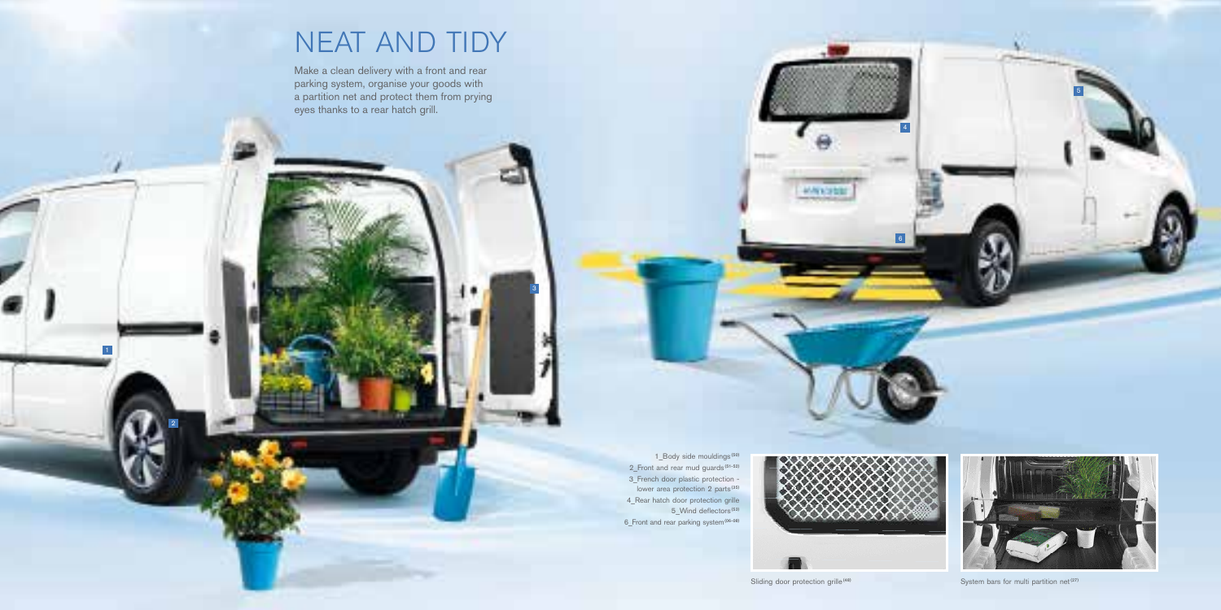# NEAT AND TIDY

Make a clean delivery with a front and rear parking system, organise your goods with a partition net and protect them from prying eyes thanks to a rear hatch grill.

1_Body side mouldings[50]
2_Front and rear mud guards[51-52]
3_French door plastic protection - lower area protection 2 parts[53]
4_Rear hatch door protection grille
5_Wind deflectors[53]
6_Front and rear parking system[26-28]

Sliding door protection grille[49]

System bars for multi partition net[27]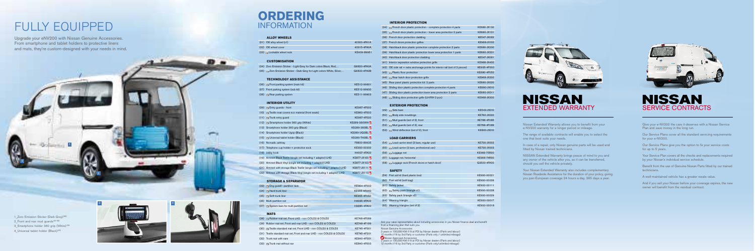# FULLY EQUIPPED

Upgrade your eNV200 with Nissan Genuine Accessories. From smartphone and tablet holders to protective liners and mats, they're custom-designed with your needs in mind.

1_Zero Emission Sticker (Dark Grey)[05]
2_Front and rear mud guards[51-52]
3_Smartphone holder 360 grip (White)[12]
4_Universal tablet holder (Black)[15]

# ORDERING INFORMATION

### ALLOY WHEELS

| | |
|---|---|
| (01) OE alloy wheel (x1) | 40300-4FA1A |
| (02) OE wheel cover | 40315-4FA0A |
| (03) Lockable wheel nuts | KE409-89951 |

### CUSTOMISATION

| | |
|---|---|
| (04) Zero Emission Sticker - Light Grey for Dark colors Black, Red,... | G6820-4FA0A |
| (05) Zero Emission Sticker - Dark Grey for Light colors White, Silver,... | G6820-4FA0B |

### TECHNOLOGY ASSISTANCE

| | |
|---|---|
| (06) Front parking system (main kit) | KE512-99901 |
| (07) Front parking system (sub-kit) | KE512-99930 |
| (08) Rear parking system | KE511-99903 |

### INTERIOR UTILITY

| | |
|---|---|
| (09) Entry guards - front | KE967-4F000 |
| (10) Textile seat covers eco material (front seats) | KE860-4F000 |
| (11) Trunk entry guard | KE967-4F025 |
| (12) Smartphone holder 360 grip (White) | KS289-360WH |
| (13) Smartphone holder 360 grip (Black) | KS289-360BL |
| (14) Smartphone holder Upgrip (Black) | KS289-UG0BL |
| (15) Universal tablet holder (Black) | KS289-TH0BL |
| (16) Nomadic ashtray | F8800-89925 |
| (17) Telephone cup holder + protective sock | KE930-00300 |
| (18) Utility hook | H4937-4FA0E |
| (19) Armrest Black Textile (single set including 1 adaptor) LHD | KS877-JX100 |
| (20) Armrest Black Vinyl (single set including 1 adaptor) LHD | KS877-JX103 |
| (21) Armrest with storage Black Textile (single set including 1 adaptor) LHD | KS877-JX111 |
| (22) Armrest with storage Black Vinyl (single set including 1 adaptor) LHD | KS877-JX113 |

### STORAGE & SEPARATOR

| | |
|---|---|
| (23) Dog guard - partition rack | KE964-4F000 |
| (24) Hard trunk liner | KE965-4F0H0 |
| (25) Soft trunk liner | KE965-4F0S0 |
| (26) Multi-partition net | H4935-4FA00 |
| (27) System bars for multi partition net | H5685-4FA00 |

### MATS

| | |
|---|---|
| (28) Rubber mat set, Front LHD - non COLD2 & COLD2 | KE748-4F089 |
| (29) Rubber mat set, Front and rear LHD - non COLD2 & COLD2 | KE748-4F189 |
| (30) Textile standard mat set, Front LHD - non COLD2 & COLD2 | KE745-4F001 |
| (31) Textile standard mat set, Front and rear LHD - non COLD2 & COLD2 | KE745-4F201 |
| (32) Trunk mat with ears | KE840-4F001 |
| (33) Trunk mat without ear | KE840-4F000 |

### INTERIOR PROTECTION

| | |
|---|---|
| (34) French door plastic protection - complete protection 4 parts | KE680-JX130 |
| (35) French door plastic protection - lower area protection 2 parts | KE680-JX131 |
| (36) French door protection cladding | KE547-JX082 |
| (37) French doors protection grilles | KE968-JX100 |
| (38) Hatchback door plastic protection complete protection 2 parts | KE680-JX230 |
| (39) Hatchback door plastic protection lower area protection 1 parts | KE680-JX231 |
| (40) Hatchback door protection cladding | KE547-JX081 |
| (41) Interior separation window protection grille | KE968-JX400 |
| (42) OE side rail + extra anchorage points for interior rail (set of 2 pieces) | KE935-4F000 |
| (43) Plastic floor protection | KE680-4F050 |
| (44) Rear hatch door protection grille | KE968-JX200 |
| (45) Rear panel plastic protection kit 2 parts | KE680-JX020 |
| (46) Sliding door plastic protection complete protection 4 parts | KE680-JX010 |
| (47) Sliding door plastic protection lower area protection 2 parts | KE680-JX011 |
| (48) Sliding door protection grille (LH/RH 2 pcs) | KE968-JX300 |

### EXTERIOR PROTECTION

| | |
|---|---|
| (49) Side bars | KE543-JX010 |
| (50) Body side mouldings | KE760-JX000 |
| (51) Mud guards (set of 2), front | KE788-4F085 |
| (52) Mud guards (set of 2), rear | KE788-4F086 |
| (53) Wind deflectors (set of 2), front | KE800-JX010 |

### LOAD CARRIERS

| | |
|---|---|
| (54) Load carrier steel (3 bars, regular use) | KE730-JX003 |
| (55) Load carrier (3 bars, professional use) | KE730-JX000 |
| (56) Luggage net | KE966-75R00 |
| (57) Luggage net, horizontal | KE966-74R00 |
| (58) Luggage rack (French doors or hatch door) | G3520-4FA00 |

### SAFETY

| | |
|---|---|
| (59) First aid kit (hard plastic box) | KE930-00021 |
| (60) First aid kit (soft bag) | KE930-00026 |
| (61) Safety jacket | KE930-00111 |
| (62) Safety pack (triangle x1) | KE930-00028 |
| (63) Safety pack (triangle x2) | KE930-00029 |
| (64) Warning triangle | KE930-00017 |
| (65) Warning triangle (set of 2) | KE930-00018 |

Ask your sales representative about including accessories in you Nissan finance deal and benefit from a financing plan that suits you.
Nissan Genuine Accessories:
3 years or 100,000 KM if fit at PDI by Nissan dealers (Parts and labour)
12 months if fit by 3rd Party or customer (Parts only / unlimited mileage)
Nissan Approved Accessories:
2 years or 100,000 KM if fit at PDI by Nissan dealers (Parts and labour)
12 months if fit by 3rd Party or customer (Parts only/unlimited mileage)

# NISSAN EXTENDED WARRANTY

Nissan Extended Warranty allows you to benefit from your e-NV200 warranty for a longer period or mileage.

The range of available contracts will enable you to select the one that best suits your needs.

In case of a repair, only Nissan genuine parts will be used and fitted by Nissan trained technicians.

NISSAN Extended Warranty brings peace of mind to you and any owner of the vehicle after you, as it can be transferred, should you sell the vehicle privately.

Your Nissan Extended Warranty also includes complementary Nissan Roadside Assistance for the duration of your policy, giving you pan-European coverage 24 hours a day, 365 days a year.

# NISSAN SERVICE CONTRACTS

Give your e-NV200 the care it deserves with a Nissan Service Plan and save money in the long run.

Our Service Plans cover all the standard servicing requirements for your e-NV200.

Our Service Plans give you the option to fix your service costs for up to 5 years.

Your Service Plan covers all the checks and replacements required by your Nissan's individual service schedule.

Benefit from the use of Genuine Nissan Parts fitted by our trained technicians.

A well-maintained vehicle has a greater resale value.

And if you sell your Nissan before your coverage expires, the new owner will benefit from the residual contract.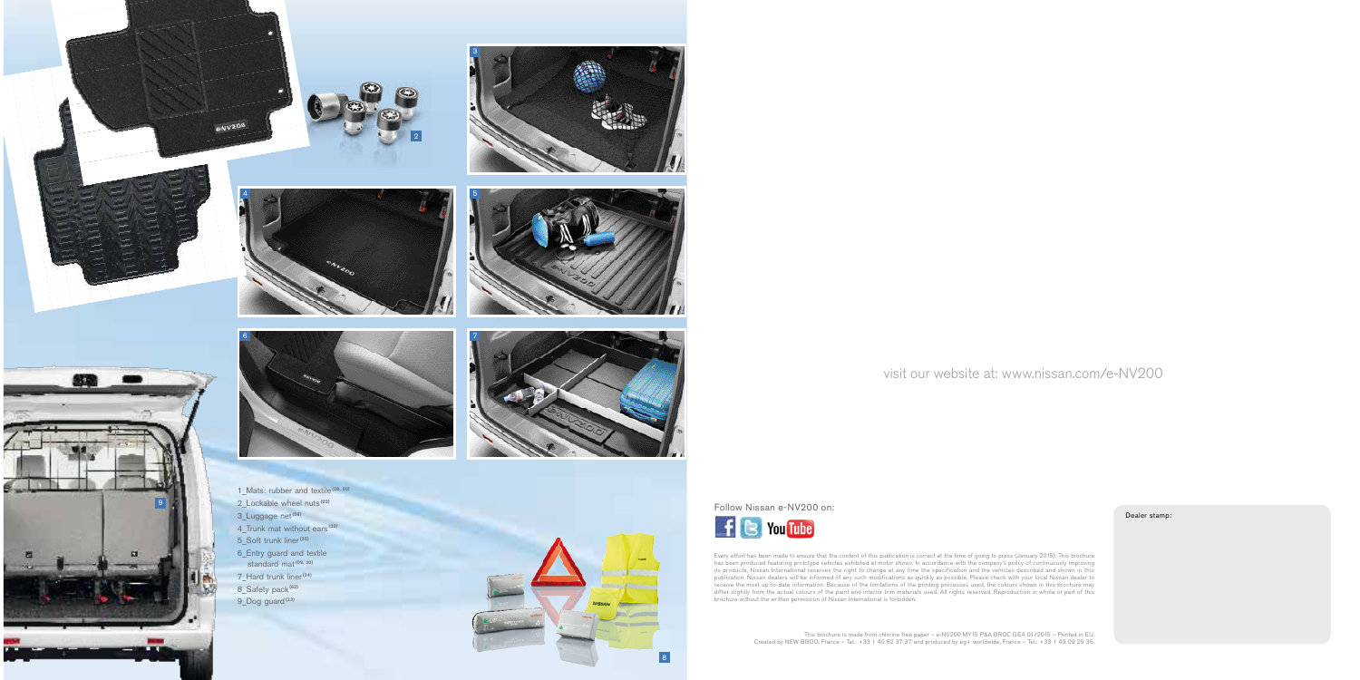1_Mats: rubber and textile[29, 30]
2_Lockable wheel nuts[23]
3_Luggage net[34]
4_Trunk mat without ears[33]
5_Soft trunk liner[25]
6_Entry guard and textile standard mat[29, 30]
7_Hard trunk liner[24]
8_Safety pack[62]
9_Dog guard[33]

visit our website at: www.nissan.com/e-NV200

Follow Nissan e-NV200 on:

Every effort has been made to ensure that the content of this publication is correct at the time of going to press (January 2015). This brochure has been produced featuring prototype vehicles exhibited at motor shows. In accordance with the company's policy of continuously improving its products, Nissan International reserves the right to change at any time the specification and the vehicles described and shown in this publication. Nissan dealers will be informed of any such modifications as quickly as possible. Please check with your local Nissan dealer to receive the most up-to-date information. Because of the limitations of the printing processes used, the colours shown in this brochure may differ slightly from the actual colours of the paint and interior trim materials used. All rights reserved. Reproduction in whole or part of this brochure without the written permission of Nissan International is forbidden.

This brochure is made from chlorine free paper – e-NV200 MY15 P&A BROC GEA 01/2015 – Printed in EU.
Created by NEW BBDO, France – Tel.: +33 1 40 62 37 37 and produced by eg+ worldwide, France – Tel.: +33 1 49 09 25 35.

Dealer stamp: